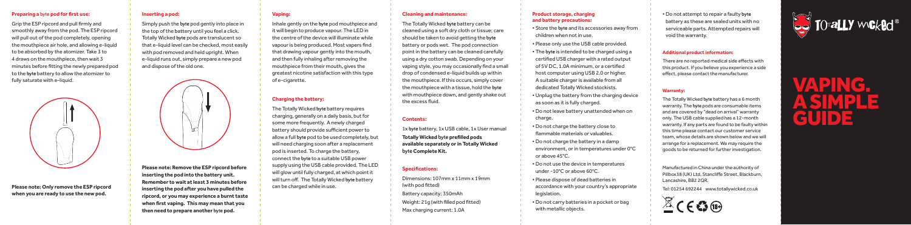## Preparing a byte pod for first use:

Grip the ESP ripcord and pull firmly and smoothly away from the pod. The ESP ripcord will pull out of the pod completely, opening the mouthpiece air hole, and allowing e-liquid to be absorbed by the atomizer. Take 3 to 4 draws on the mouthpiece, then wait 3 minutes before fitting the newly prepared pod to the byte battery to allow the atomizer to fully saturate with e-liquid.

**Please note: Only remove the ESP ripcord when you are ready to use the new pod.**

## Inserting a pod:

Simply push the byte pod gently into place in the top of the battery until you feel a click. Totally Wicked byte pods are translucent so that e-liquid level can be checked, most easily with pod removed and held upright. When e-liquid runs out, simply prepare a new pod and dispose of the old one.

**Please note: Remove the ESP ripcord before inserting the pod into the battery unit. Remember to wait at least 3 minutes before inserting the pod after you have pulled the ripcord, or you may experience a burnt taste when first vaping. This may mean that you then need to prepare another byte pod.**

## Vaping:

Inhale gently on the byte pod mouthpiece and it will begin to produce vapour. The LED in the centre of the device will illuminate while vapour is being produced. Most vapers find that drawing vapour gently into the mouth, and then fully inhaling after removing the mouthpiece from their mouth, gives the greatest nicotine satisfaction with this type of e-cigarette.

## Charging the battery:

The Totally Wicked byte battery requires charging, generally on a daily basis, but for some more frequently. A newly charged battery should provide sufficient power to allow a full byte pod to be used completely, but will need charging soon after a replacement pod is inserted. To charge the battery, connect the byte to a suitable USB power supply using the USB cable provided. The LED will glow until fully charged, at which point it will turn off. The Totally Wicked byte battery can be charged while in use.

## Cleaning and maintenance:

The Totally Wicked byte battery can be cleaned using a soft dry cloth or tissue; care should be taken to avoid getting the byte battery or pods wet. The pod connection point in the battery can be cleaned carefully using a dry cotton swab. Depending on your vaping style, you may occasionally find a small drop of condensed e-liquid builds up within the mouthpiece. If this occurs, simply cover the mouthpiece with a tissue, hold the byte with mouthpiece down, and gently shake out the excess fluid.

## Contents:

1x byte battery, 1x USB cable, 1x User manual

**Totally Wicked byte prefilled pods available separately or in Totally Wicked byte Complete Kit.**

## Specifications:

Dimensions: 107mm x 11mm x 19mm (with pod fitted)

Battery capacity: 350mAh

Weight: 21g (with filled pod fitted)

Max charging current: 1.0A

## Product storage, charging and battery precautions:

- Store the byte and its accessories away from children when not in use.
- Please only use the USB cable provided.
- The byte is intended to be charged using a certified USB charger with a rated output of 5V DC, 1.0A minimum, or a certified host computer using USB 2.0 or higher. A suitable charger is available from all dedicated Totally Wicked stockists.
- Unplug the battery from the charging device as soon as it is fully charged.
- Do not leave battery unattended when on charge.
- Do not charge the battery close to flammable materials or valuables.
- Do not charge the battery in a damp environment, or in temperatures under 0°C or above 45°C.
- Do not use the device in temperatures under -10°C or above 60°C.
- Please dispose of dead batteries in accordance with your country's appropriate legislation.
- Do not carry batteries in a pocket or bag with metallic objects.
- Do not attempt to repair a faulty byte battery as these are sealed units with no serviceable parts. Attempted repairs will void the warranty.

## Additional product information:

There are no reported medical side effects with this product. If you believe you experience a side effect, please contact the manufacturer.

## Warranty:

The Totally Wicked byte battery has a 6 month warranty. The byte pods are consumable items and are covered by "dead on arrival" warranty only. The USB cable supplied has a 12-month warranty. If any parts are found to be faulty within this time please contact our customer service team, whose details are shown below and we will arrange for a replacement. We may require the goods to be returned for further investigation.

Manufactured in China under the authority of Pillbox38 (UK) Ltd, Stancliffe Street, Blackburn, Lancashire, BB2 2QR.

Tel: 01254 692244 www.totallywicked.co.uk

Totally Wicked®

# VAPING. A SIMPLE GUIDE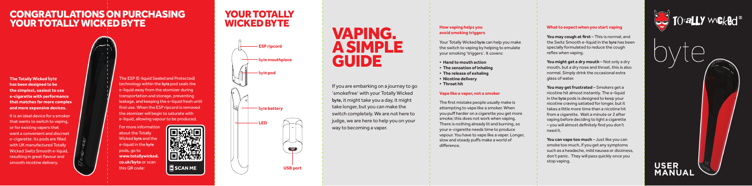# CONGRATULATIONS ON PURCHASING YOUR TOTALLY WICKED BYTE

**The Totally Wicked byte has been designed to be the simplest, easiest to use e-cigarette with performance that matches far more complex and more expensive devices.**

It is an ideal device for a smoker that wants to switch to vaping, or for existing vapers that want a convenient and discreet e-cigarette. Its pods are filled with UK manufactured Totally Wicked Switz Smooth e-liquid, resulting in great flavour and smooth nicotine delivery.

The ESP (E-liquid Sealed and Protected) technology within the byte pod seals the e-liquid away from the atomizer during transportation and storage, preventing leakage, and keeping the e-liquid fresh until first use. When the ESP ripcord is removed the atomizer will begin to saturate with e-liquid, allowing vapour to be produced.

For more information about the Totally Wicked byte and the e-liquid in the byte pods, go to **www.totallywicked.co.uk/byte** or scan this QR code:

SCAN ME

# YOUR TOTALLY WICKED BYTE

ESP ripcord

byte mouthpiece

byte pod

byte battery

LED

USB port

# VAPING. A SIMPLE GUIDE

If you are embarking on a journey to go 'smokefree' with your Totally Wicked byte, it might take you a day, it might take longer, but you can make the switch completely. We are not here to judge, we are here to help you on your way to becoming a vaper.

### How vaping helps you avoid smoking triggers

Your Totally Wicked byte can help you make the switch to vaping by helping to emulate your smoking 'triggers'. It covers:

- **Hand to mouth action**
- **The sensation of inhaling**
- **The release of exhaling**
- **Nicotine delivery**
- **Throat hit**

### Vape like a vaper, not a smoker

The first mistake people usually make is attempting to vape like a smoker. When you puff harder on a cigarette you get more smoke; this does not work when vaping. There is nothing already lit and burning, so your e-cigarette needs time to produce vapour. You have to vape like a vaper. Longer, slow and steady puffs make a world of difference.

### What to expect when you start vaping

**You may cough at first** – This is normal, and the Switz Smooth e-liquid in the byte has been specially formulated to reduce the cough reflex when vaping.

**You might get a dry mouth** – Not only a dry mouth, but a dry nose and throat, this is also normal. Simply drink the occasional extra glass of water.

**You may get frustrated** – Smokers get a nicotine hit almost instantly. The e-liquid in the byte pods is designed to keep your nicotine craving satiated for longer, but it takes a little more time than a nicotine hit from a cigarette. Wait a minute or 2 after vaping before deciding to light a cigarette – you will almost definitely find you don't need it.

**You can vape too much** – Just like you can smoke too much, if you get any symptoms such as a headache, mild nausea or dizziness, don't panic. They will pass quickly once you stop vaping.

Totally Wicked®

byte

# USER MANUAL